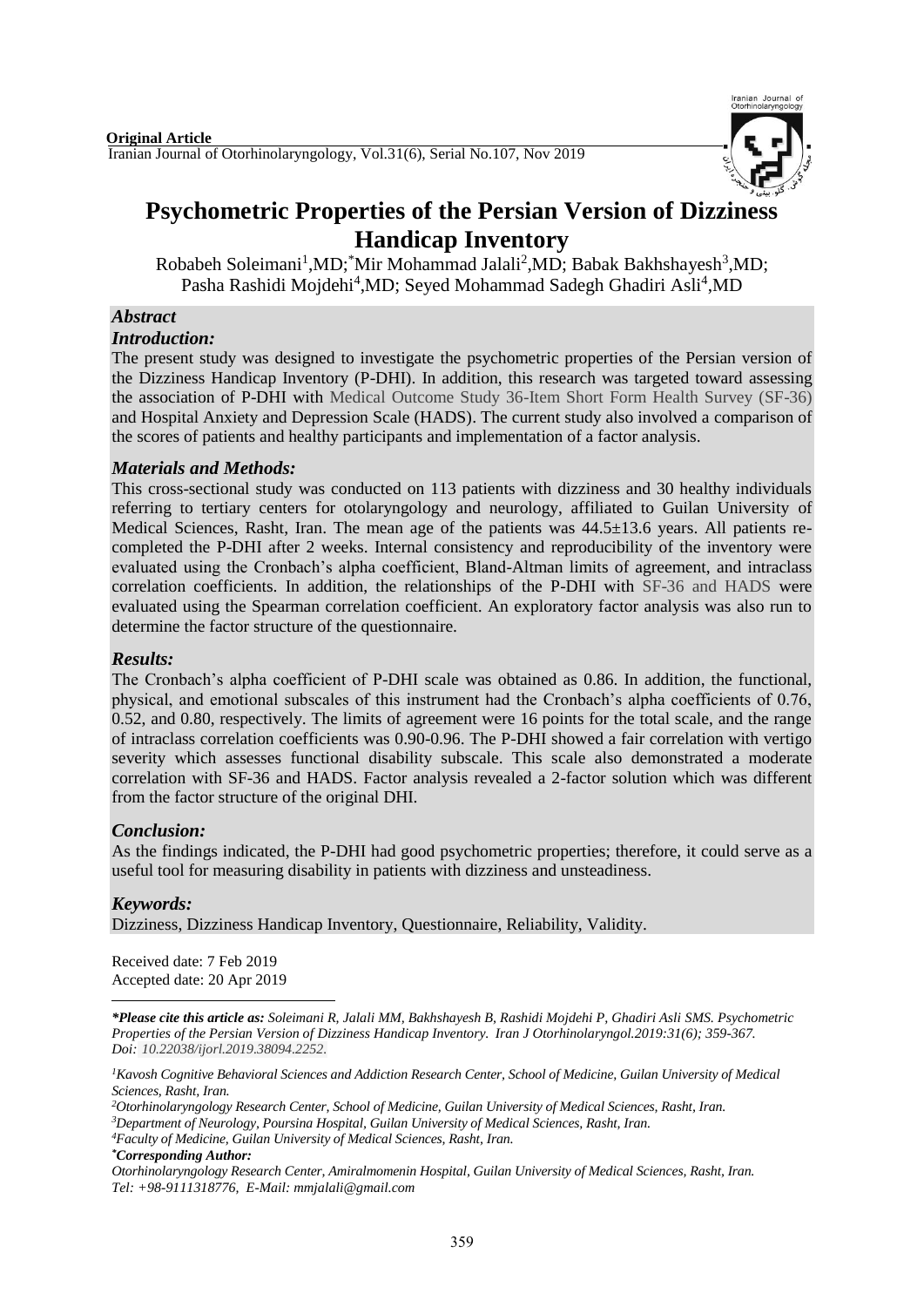**Original Article**

# Psychometric Properties of the Persian Version of Dizziness Handicap Inventory

Robabeh Soleimani[1],MD; *Mir Mohammad Jalali[2],MD; Babak Bakhshayesh[3],MD; Pasha Rashidi Mojdehi[4],MD; Seyed Mohammad Sadegh Ghadiri Asli[4],MD

## *Abstract*

### *Introduction:*

The present study was designed to investigate the psychometric properties of the Persian version of the Dizziness Handicap Inventory (P-DHI). In addition, this research was targeted toward assessing the association of P-DHI with Medical Outcome Study 36-Item Short Form Health Survey (SF-36) and Hospital Anxiety and Depression Scale (HADS). The current study also involved a comparison of the scores of patients and healthy participants and implementation of a factor analysis.

### *Materials and Methods:*

This cross-sectional study was conducted on 113 patients with dizziness and 30 healthy individuals referring to tertiary centers for otolaryngology and neurology, affiliated to Guilan University of Medical Sciences, Rasht, Iran. The mean age of the patients was 44.5±13.6 years. All patients re-completed the P-DHI after 2 weeks. Internal consistency and reproducibility of the inventory were evaluated using the Cronbach's alpha coefficient, Bland-Altman limits of agreement, and intraclass correlation coefficients. In addition, the relationships of the P-DHI with SF-36 and HADS were evaluated using the Spearman correlation coefficient. An exploratory factor analysis was also run to determine the factor structure of the questionnaire.

### *Results:*

The Cronbach's alpha coefficient of P-DHI scale was obtained as 0.86. In addition, the functional, physical, and emotional subscales of this instrument had the Cronbach's alpha coefficients of 0.76, 0.52, and 0.80, respectively. The limits of agreement were 16 points for the total scale, and the range of intraclass correlation coefficients was 0.90-0.96. The P-DHI showed a fair correlation with vertigo severity which assesses functional disability subscale. This scale also demonstrated a moderate correlation with SF-36 and HADS. Factor analysis revealed a 2-factor solution which was different from the factor structure of the original DHI.

### *Conclusion:*

As the findings indicated, the P-DHI had good psychometric properties; therefore, it could serve as a useful tool for measuring disability in patients with dizziness and unsteadiness.

### *Keywords:*

Dizziness, Dizziness Handicap Inventory, Questionnaire, Reliability, Validity.

Received date: 7 Feb 2019
Accepted date: 20 Apr 2019

---

***Please cite this article as:** *Soleimani R, Jalali MM, Bakhshayesh B, Rashidi Mojdehi P, Ghadiri Asli SMS. Psychometric Properties of the Persian Version of Dizziness Handicap Inventory. Iran J Otorhinolaryngol.2019:31(6); 359-367. Doi: 10.22038/ijorl.2019.38094.2252.*

[1]*Kavosh Cognitive Behavioral Sciences and Addiction Research Center, School of Medicine, Guilan University of Medical Sciences, Rasht, Iran.*

[2]*Otorhinolaryngology Research Center, School of Medicine, Guilan University of Medical Sciences, Rasht, Iran.*

[3]*Department of Neurology, Poursina Hospital, Guilan University of Medical Sciences, Rasht, Iran.*

[4]*Faculty of Medicine, Guilan University of Medical Sciences, Rasht, Iran.*

****Corresponding Author:***

*Otorhinolaryngology Research Center, Amiralmomenin Hospital, Guilan University of Medical Sciences, Rasht, Iran. Tel: +98-9111318776, E-Mail: mmjalali@gmail.com*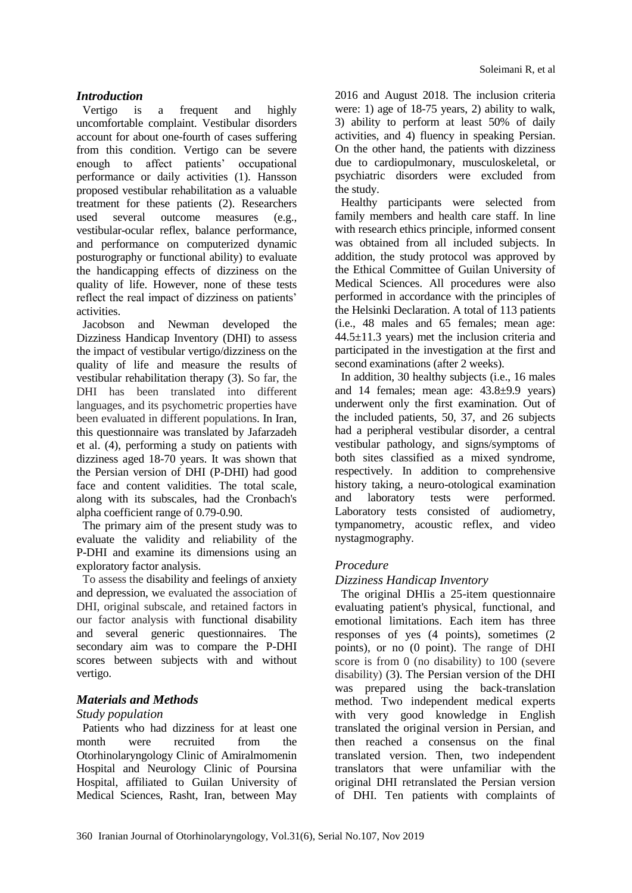## *Introduction*

Vertigo is a frequent and highly uncomfortable complaint. Vestibular disorders account for about one-fourth of cases suffering from this condition. Vertigo can be severe enough to affect patients' occupational performance or daily activities (1). Hansson proposed vestibular rehabilitation as a valuable treatment for these patients (2). Researchers used several outcome measures (e.g., vestibular-ocular reflex, balance performance, and performance on computerized dynamic posturography or functional ability) to evaluate the handicapping effects of dizziness on the quality of life. However, none of these tests reflect the real impact of dizziness on patients' activities.

Jacobson and Newman developed the Dizziness Handicap Inventory (DHI) to assess the impact of vestibular vertigo/dizziness on the quality of life and measure the results of vestibular rehabilitation therapy (3). So far, the DHI has been translated into different languages, and its psychometric properties have been evaluated in different populations. In Iran, this questionnaire was translated by Jafarzadeh et al. (4), performing a study on patients with dizziness aged 18-70 years. It was shown that the Persian version of DHI (P-DHI) had good face and content validities. The total scale, along with its subscales, had the Cronbach's alpha coefficient range of 0.79-0.90.

The primary aim of the present study was to evaluate the validity and reliability of the P-DHI and examine its dimensions using an exploratory factor analysis.

To assess the disability and feelings of anxiety and depression, we evaluated the association of DHI, original subscale, and retained factors in our factor analysis with functional disability and several generic questionnaires. The secondary aim was to compare the P-DHI scores between subjects with and without vertigo.

## *Materials and Methods*

### *Study population*

Patients who had dizziness for at least one month were recruited from the Otorhinolaryngology Clinic of Amiralmomenin Hospital and Neurology Clinic of Poursina Hospital, affiliated to Guilan University of Medical Sciences, Rasht, Iran, between May 2016 and August 2018. The inclusion criteria were: 1) age of 18-75 years, 2) ability to walk, 3) ability to perform at least 50% of daily activities, and 4) fluency in speaking Persian. On the other hand, the patients with dizziness due to cardiopulmonary, musculoskeletal, or psychiatric disorders were excluded from the study.

Healthy participants were selected from family members and health care staff. In line with research ethics principle, informed consent was obtained from all included subjects. In addition, the study protocol was approved by the Ethical Committee of Guilan University of Medical Sciences. All procedures were also performed in accordance with the principles of the Helsinki Declaration. A total of 113 patients (i.e., 48 males and 65 females; mean age: 44.5±11.3 years) met the inclusion criteria and participated in the investigation at the first and second examinations (after 2 weeks).

In addition, 30 healthy subjects (i.e., 16 males and 14 females; mean age: 43.8±9.9 years) underwent only the first examination. Out of the included patients, 50, 37, and 26 subjects had a peripheral vestibular disorder, a central vestibular pathology, and signs/symptoms of both sites classified as a mixed syndrome, respectively. In addition to comprehensive history taking, a neuro-otological examination and laboratory tests were performed. Laboratory tests consisted of audiometry, tympanometry, acoustic reflex, and video nystagmography.

### *Procedure*

### *Dizziness Handicap Inventory*

The original DHIis a 25-item questionnaire evaluating patient's physical, functional, and emotional limitations. Each item has three responses of yes (4 points), sometimes (2 points), or no (0 point). The range of DHI score is from 0 (no disability) to 100 (severe disability) (3). The Persian version of the DHI was prepared using the back-translation method. Two independent medical experts with very good knowledge in English translated the original version in Persian, and then reached a consensus on the final translated version. Then, two independent translators that were unfamiliar with the original DHI retranslated the Persian version of DHI. Ten patients with complaints of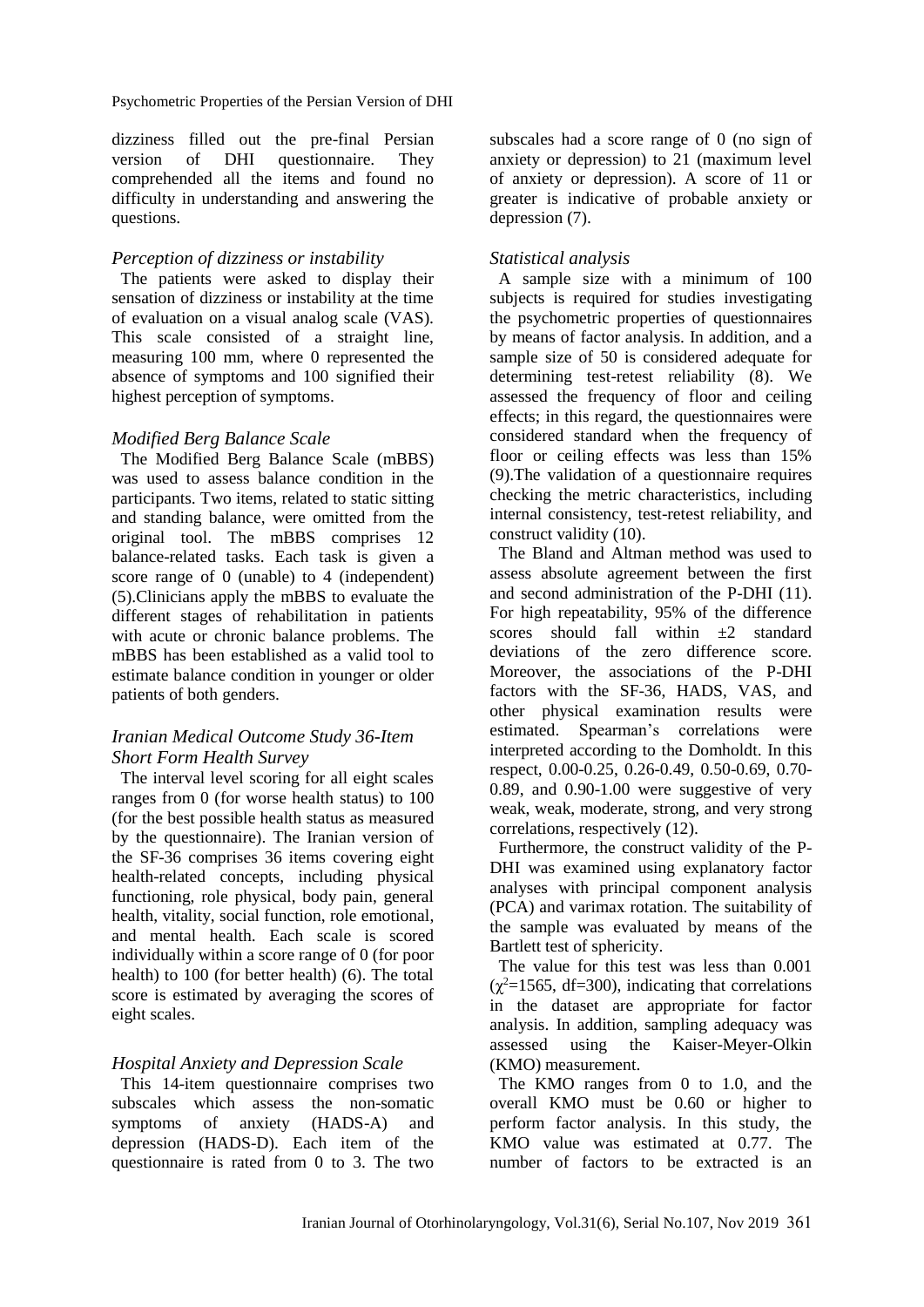dizziness filled out the pre-final Persian version of DHI questionnaire. They comprehended all the items and found no difficulty in understanding and answering the questions.

### *Perception of dizziness or instability*

The patients were asked to display their sensation of dizziness or instability at the time of evaluation on a visual analog scale (VAS). This scale consisted of a straight line, measuring 100 mm, where 0 represented the absence of symptoms and 100 signified their highest perception of symptoms.

### *Modified Berg Balance Scale*

The Modified Berg Balance Scale (mBBS) was used to assess balance condition in the participants. Two items, related to static sitting and standing balance, were omitted from the original tool. The mBBS comprises 12 balance-related tasks. Each task is given a score range of 0 (unable) to 4 (independent) (5).Clinicians apply the mBBS to evaluate the different stages of rehabilitation in patients with acute or chronic balance problems. The mBBS has been established as a valid tool to estimate balance condition in younger or older patients of both genders.

### *Iranian Medical Outcome Study 36-Item Short Form Health Survey*

The interval level scoring for all eight scales ranges from 0 (for worse health status) to 100 (for the best possible health status as measured by the questionnaire). The Iranian version of the SF-36 comprises 36 items covering eight health-related concepts, including physical functioning, role physical, body pain, general health, vitality, social function, role emotional, and mental health. Each scale is scored individually within a score range of 0 (for poor health) to 100 (for better health) (6). The total score is estimated by averaging the scores of eight scales.

### *Hospital Anxiety and Depression Scale*

This 14-item questionnaire comprises two subscales which assess the non-somatic symptoms of anxiety (HADS-A) and depression (HADS-D). Each item of the questionnaire is rated from 0 to 3. The two subscales had a score range of 0 (no sign of anxiety or depression) to 21 (maximum level of anxiety or depression). A score of 11 or greater is indicative of probable anxiety or depression (7).

### *Statistical analysis*

A sample size with a minimum of 100 subjects is required for studies investigating the psychometric properties of questionnaires by means of factor analysis. In addition, and a sample size of 50 is considered adequate for determining test-retest reliability (8). We assessed the frequency of floor and ceiling effects; in this regard, the questionnaires were considered standard when the frequency of floor or ceiling effects was less than 15% (9).The validation of a questionnaire requires checking the metric characteristics, including internal consistency, test-retest reliability, and construct validity (10).

The Bland and Altman method was used to assess absolute agreement between the first and second administration of the P-DHI (11). For high repeatability, 95% of the difference scores should fall within ±2 standard deviations of the zero difference score. Moreover, the associations of the P-DHI factors with the SF-36, HADS, VAS, and other physical examination results were estimated. Spearman's correlations were interpreted according to the Domholdt. In this respect, 0.00-0.25, 0.26-0.49, 0.50-0.69, 0.70-0.89, and 0.90-1.00 were suggestive of very weak, weak, moderate, strong, and very strong correlations, respectively (12).

Furthermore, the construct validity of the P-DHI was examined using explanatory factor analyses with principal component analysis (PCA) and varimax rotation. The suitability of the sample was evaluated by means of the Bartlett test of sphericity.

The value for this test was less than 0.001 ($\chi^2$=1565, df=300), indicating that correlations in the dataset are appropriate for factor analysis. In addition, sampling adequacy was assessed using the Kaiser-Meyer-Olkin (KMO) measurement.

The KMO ranges from 0 to 1.0, and the overall KMO must be 0.60 or higher to perform factor analysis. In this study, the KMO value was estimated at 0.77. The number of factors to be extracted is an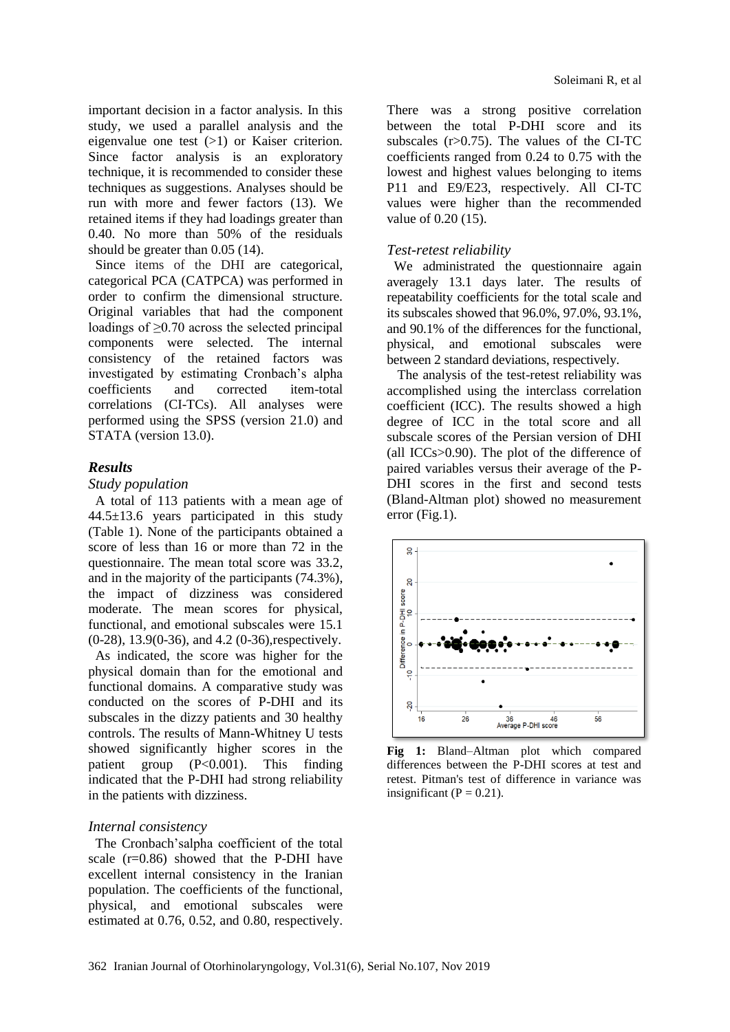important decision in a factor analysis. In this study, we used a parallel analysis and the eigenvalue one test (>1) or Kaiser criterion. Since factor analysis is an exploratory technique, it is recommended to consider these techniques as suggestions. Analyses should be run with more and fewer factors (13). We retained items if they had loadings greater than 0.40. No more than 50% of the residuals should be greater than 0.05 (14).

Since items of the DHI are categorical, categorical PCA (CATPCA) was performed in order to confirm the dimensional structure. Original variables that had the component loadings of ≥0.70 across the selected principal components were selected. The internal consistency of the retained factors was investigated by estimating Cronbach's alpha coefficients and corrected item-total correlations (CI-TCs). All analyses were performed using the SPSS (version 21.0) and STATA (version 13.0).

## *Results*

### *Study population*

A total of 113 patients with a mean age of 44.5±13.6 years participated in this study (Table 1). None of the participants obtained a score of less than 16 or more than 72 in the questionnaire. The mean total score was 33.2, and in the majority of the participants (74.3%), the impact of dizziness was considered moderate. The mean scores for physical, functional, and emotional subscales were 15.1 (0-28), 13.9(0-36), and 4.2 (0-36),respectively.

As indicated, the score was higher for the physical domain than for the emotional and functional domains. A comparative study was conducted on the scores of P-DHI and its subscales in the dizzy patients and 30 healthy controls. The results of Mann-Whitney U tests showed significantly higher scores in the patient group (P<0.001). This finding indicated that the P-DHI had strong reliability in the patients with dizziness.

### *Internal consistency*

The Cronbach'salpha coefficient of the total scale (r=0.86) showed that the P-DHI have excellent internal consistency in the Iranian population. The coefficients of the functional, physical, and emotional subscales were estimated at 0.76, 0.52, and 0.80, respectively. There was a strong positive correlation between the total P-DHI score and its subscales (r>0.75). The values of the CI-TC coefficients ranged from 0.24 to 0.75 with the lowest and highest values belonging to items P11 and E9/E23, respectively. All CI-TC values were higher than the recommended value of 0.20 (15).

### *Test-retest reliability*

We administrated the questionnaire again averagely 13.1 days later. The results of repeatability coefficients for the total scale and its subscales showed that 96.0%, 97.0%, 93.1%, and 90.1% of the differences for the functional, physical, and emotional subscales were between 2 standard deviations, respectively.

The analysis of the test-retest reliability was accomplished using the interclass correlation coefficient (ICC). The results showed a high degree of ICC in the total score and all subscale scores of the Persian version of DHI (all ICCs>0.90). The plot of the difference of paired variables versus their average of the P-DHI scores in the first and second tests (Bland-Altman plot) showed no measurement error (Fig.1).

**Fig 1:** Bland–Altman plot which compared differences between the P-DHI scores at test and retest. Pitman's test of difference in variance was insignificant (P = 0.21).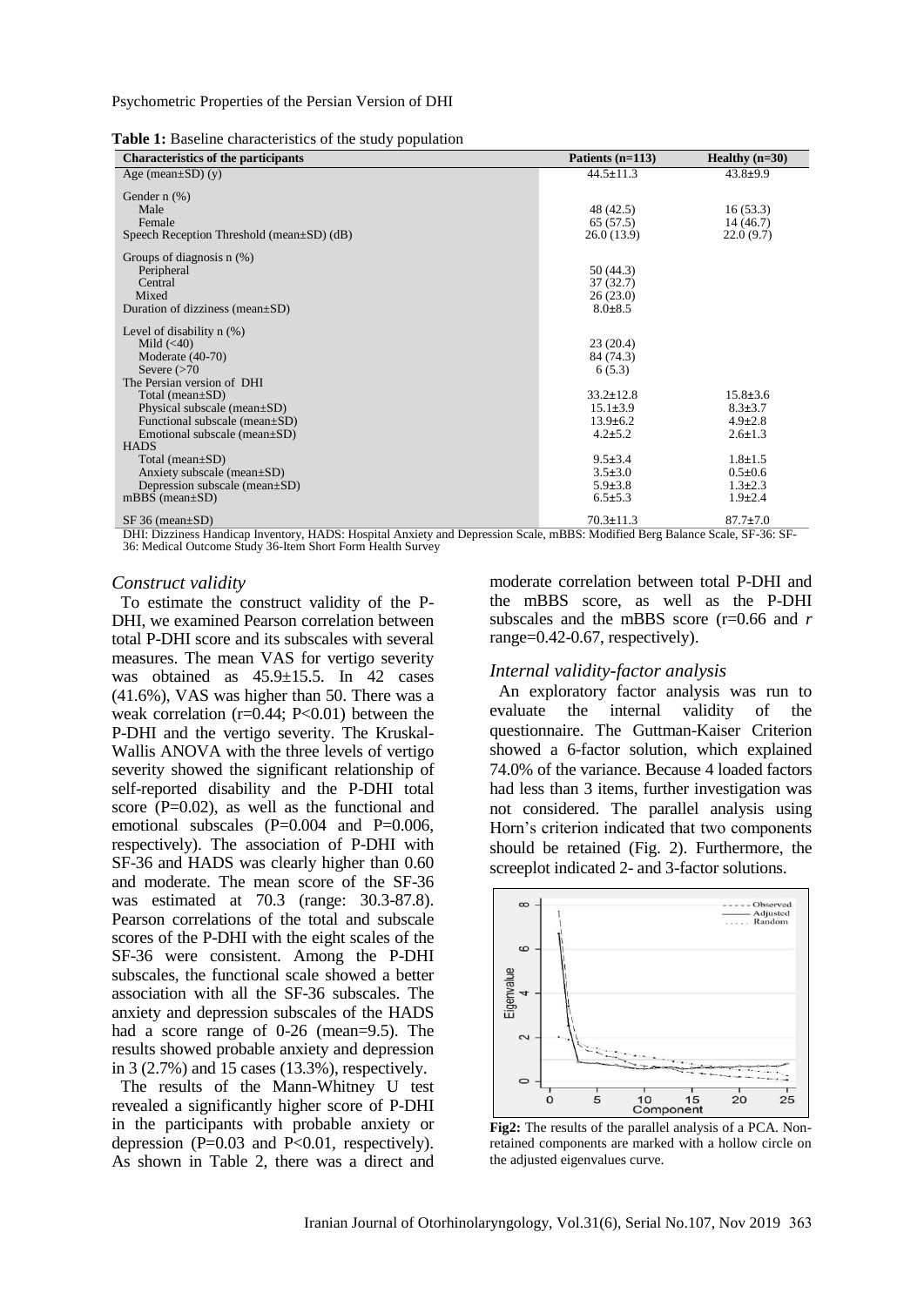**Table 1:** Baseline characteristics of the study population

| Characteristics of the participants | Patients (n=113) | Healthy (n=30) |
|---|---|---|
| Age (mean±SD) (y) | 44.5±11.3 | 43.8±9.9 |
| Gender n (%) | | |
| Male | 48 (42.5) | 16 (53.3) |
| Female | 65 (57.5) | 14 (46.7) |
| Speech Reception Threshold (mean±SD) (dB) | 26.0 (13.9) | 22.0 (9.7) |
| Groups of diagnosis n (%) | | |
| Peripheral | 50 (44.3) | |
| Central | 37 (32.7) | |
| Mixed | 26 (23.0) | |
| Duration of dizziness (mean±SD) | 8.0±8.5 | |
| Level of disability n (%) | | |
| Mild (<40) | 23 (20.4) | |
| Moderate (40-70) | 84 (74.3) | |
| Severe (>70 | 6 (5.3) | |
| The Persian version of DHI | | |
| Total (mean±SD) | 33.2±12.8 | 15.8±3.6 |
| Physical subscale (mean±SD) | 15.1±3.9 | 8.3±3.7 |
| Functional subscale (mean±SD) | 13.9±6.2 | 4.9±2.8 |
| Emotional subscale (mean±SD) | 4.2±5.2 | 2.6±1.3 |
| HADS | | |
| Total (mean±SD) | 9.5±3.4 | 1.8±1.5 |
| Anxiety subscale (mean±SD) | 3.5±3.0 | 0.5±0.6 |
| Depression subscale (mean±SD) | 5.9±3.8 | 1.3±2.3 |
| mBBS (mean±SD) | 6.5±5.3 | 1.9±2.4 |
| SF 36 (mean±SD) | 70.3±11.3 | 87.7±7.0 |

DHI: Dizziness Handicap Inventory, HADS: Hospital Anxiety and Depression Scale, mBBS: Modified Berg Balance Scale, SF-36: SF-36: Medical Outcome Study 36-Item Short Form Health Survey

### *Construct validity*

To estimate the construct validity of the P-DHI, we examined Pearson correlation between total P-DHI score and its subscales with several measures. The mean VAS for vertigo severity was obtained as 45.9±15.5. In 42 cases (41.6%), VAS was higher than 50. There was a weak correlation ($r=0.44$; $P<0.01$) between the P-DHI and the vertigo severity. The Kruskal-Wallis ANOVA with the three levels of vertigo severity showed the significant relationship of self-reported disability and the P-DHI total score ($P=0.02$), as well as the functional and emotional subscales ($P=0.004$ and $P=0.006$, respectively). The association of P-DHI with SF-36 and HADS was clearly higher than 0.60 and moderate. The mean score of the SF-36 was estimated at 70.3 (range: 30.3-87.8). Pearson correlations of the total and subscale scores of the P-DHI with the eight scales of the SF-36 were consistent. Among the P-DHI subscales, the functional scale showed a better association with all the SF-36 subscales. The anxiety and depression subscales of the HADS had a score range of 0-26 (mean=9.5). The results showed probable anxiety and depression in 3 (2.7%) and 15 cases (13.3%), respectively.

The results of the Mann-Whitney U test revealed a significantly higher score of P-DHI in the participants with probable anxiety or depression ($P=0.03$ and $P<0.01$, respectively). As shown in Table 2, there was a direct and moderate correlation between total P-DHI and the mBBS score, as well as the P-DHI subscales and the mBBS score ($r=0.66$ and $r$ range=0.42-0.67, respectively).

### *Internal validity-factor analysis*

An exploratory factor analysis was run to evaluate the internal validity of the questionnaire. The Guttman-Kaiser Criterion showed a 6-factor solution, which explained 74.0% of the variance. Because 4 loaded factors had less than 3 items, further investigation was not considered. The parallel analysis using Horn's criterion indicated that two components should be retained (Fig. 2). Furthermore, the screeplot indicated 2- and 3-factor solutions.

**Fig2:** The results of the parallel analysis of a PCA. Non-retained components are marked with a hollow circle on the adjusted eigenvalues curve.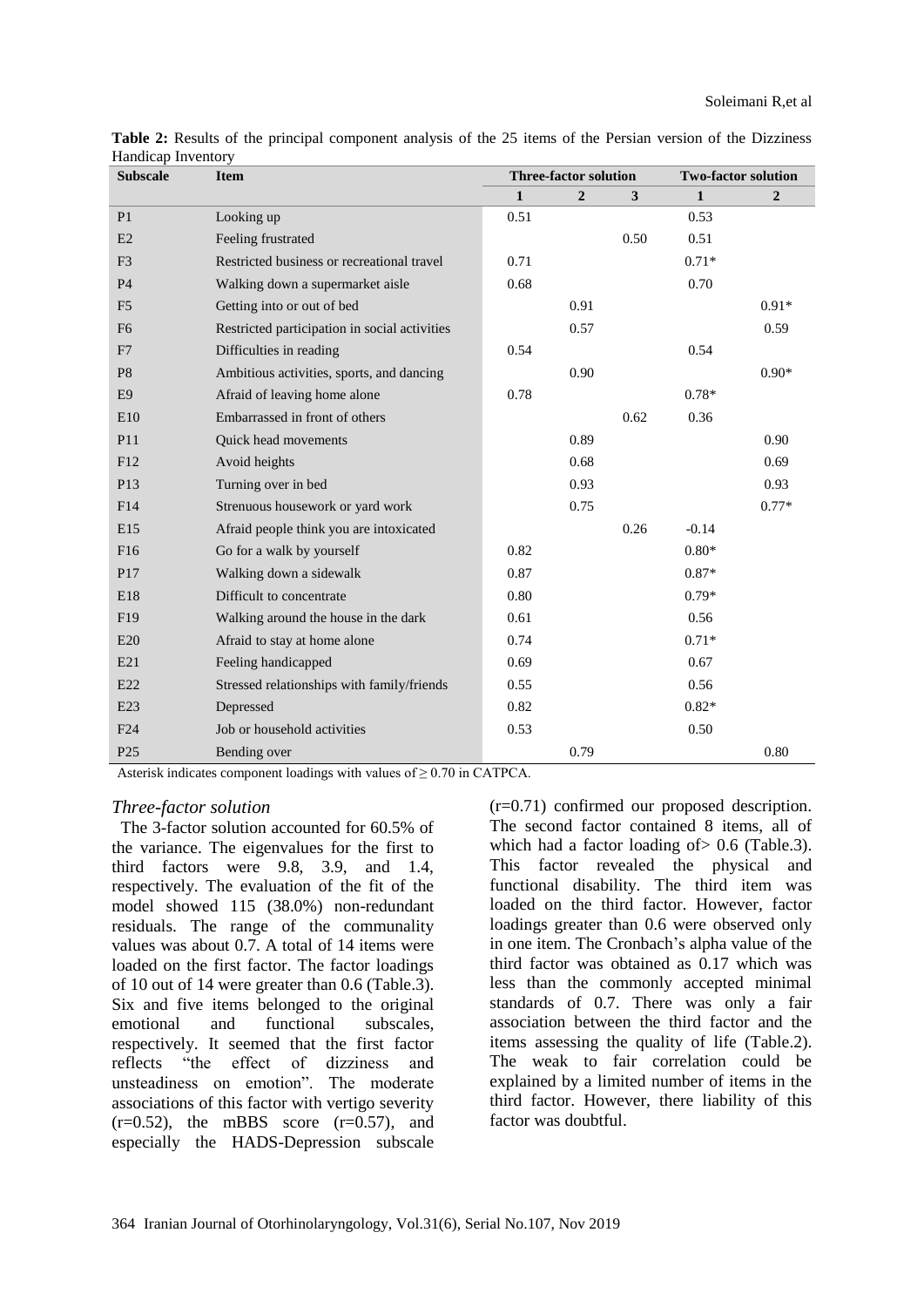**Table 2:** Results of the principal component analysis of the 25 items of the Persian version of the Dizziness Handicap Inventory

| Subscale | Item | Three-factor solution | | | Two-factor solution | |
|---|---|---|---|---|---|---|
| | | 1 | 2 | 3 | 1 | 2 |
| P1 | Looking up | 0.51 | | | 0.53 | |
| E2 | Feeling frustrated | | | 0.50 | 0.51 | |
| F3 | Restricted business or recreational travel | 0.71 | | | 0.71* | |
| P4 | Walking down a supermarket aisle | 0.68 | | | 0.70 | |
| F5 | Getting into or out of bed | | 0.91 | | | 0.91* |
| F6 | Restricted participation in social activities | | 0.57 | | | 0.59 |
| F7 | Difficulties in reading | 0.54 | | | 0.54 | |
| P8 | Ambitious activities, sports, and dancing | | 0.90 | | | 0.90* |
| E9 | Afraid of leaving home alone | 0.78 | | | 0.78* | |
| E10 | Embarrassed in front of others | | | 0.62 | 0.36 | |
| P11 | Quick head movements | | 0.89 | | | 0.90 |
| F12 | Avoid heights | | 0.68 | | | 0.69 |
| P13 | Turning over in bed | | 0.93 | | | 0.93 |
| F14 | Strenuous housework or yard work | | 0.75 | | | 0.77* |
| E15 | Afraid people think you are intoxicated | | | 0.26 | -0.14 | |
| F16 | Go for a walk by yourself | 0.82 | | | 0.80* | |
| P17 | Walking down a sidewalk | 0.87 | | | 0.87* | |
| E18 | Difficult to concentrate | 0.80 | | | 0.79* | |
| F19 | Walking around the house in the dark | 0.61 | | | 0.56 | |
| E20 | Afraid to stay at home alone | 0.74 | | | 0.71* | |
| E21 | Feeling handicapped | 0.69 | | | 0.67 | |
| E22 | Stressed relationships with family/friends | 0.55 | | | 0.56 | |
| E23 | Depressed | 0.82 | | | 0.82* | |
| F24 | Job or household activities | 0.53 | | | 0.50 | |
| P25 | Bending over | | 0.79 | | | 0.80 |

Asterisk indicates component loadings with values of ≥ 0.70 in CATPCA.

### *Three-factor solution*

The 3-factor solution accounted for 60.5% of the variance. The eigenvalues for the first to third factors were 9.8, 3.9, and 1.4, respectively. The evaluation of the fit of the model showed 115 (38.0%) non-redundant residuals. The range of the communality values was about 0.7. A total of 14 items were loaded on the first factor. The factor loadings of 10 out of 14 were greater than 0.6 (Table.3). Six and five items belonged to the original emotional and functional subscales, respectively. It seemed that the first factor reflects "the effect of dizziness and unsteadiness on emotion". The moderate associations of this factor with vertigo severity (r=0.52), the mBBS score (r=0.57), and especially the HADS-Depression subscale (r=0.71) confirmed our proposed description. The second factor contained 8 items, all of which had a factor loading of> 0.6 (Table.3). This factor revealed the physical and functional disability. The third item was loaded on the third factor. However, factor loadings greater than 0.6 were observed only in one item. The Cronbach's alpha value of the third factor was obtained as 0.17 which was less than the commonly accepted minimal standards of 0.7. There was only a fair association between the third factor and the items assessing the quality of life (Table.2). The weak to fair correlation could be explained by a limited number of items in the third factor. However, there liability of this factor was doubtful.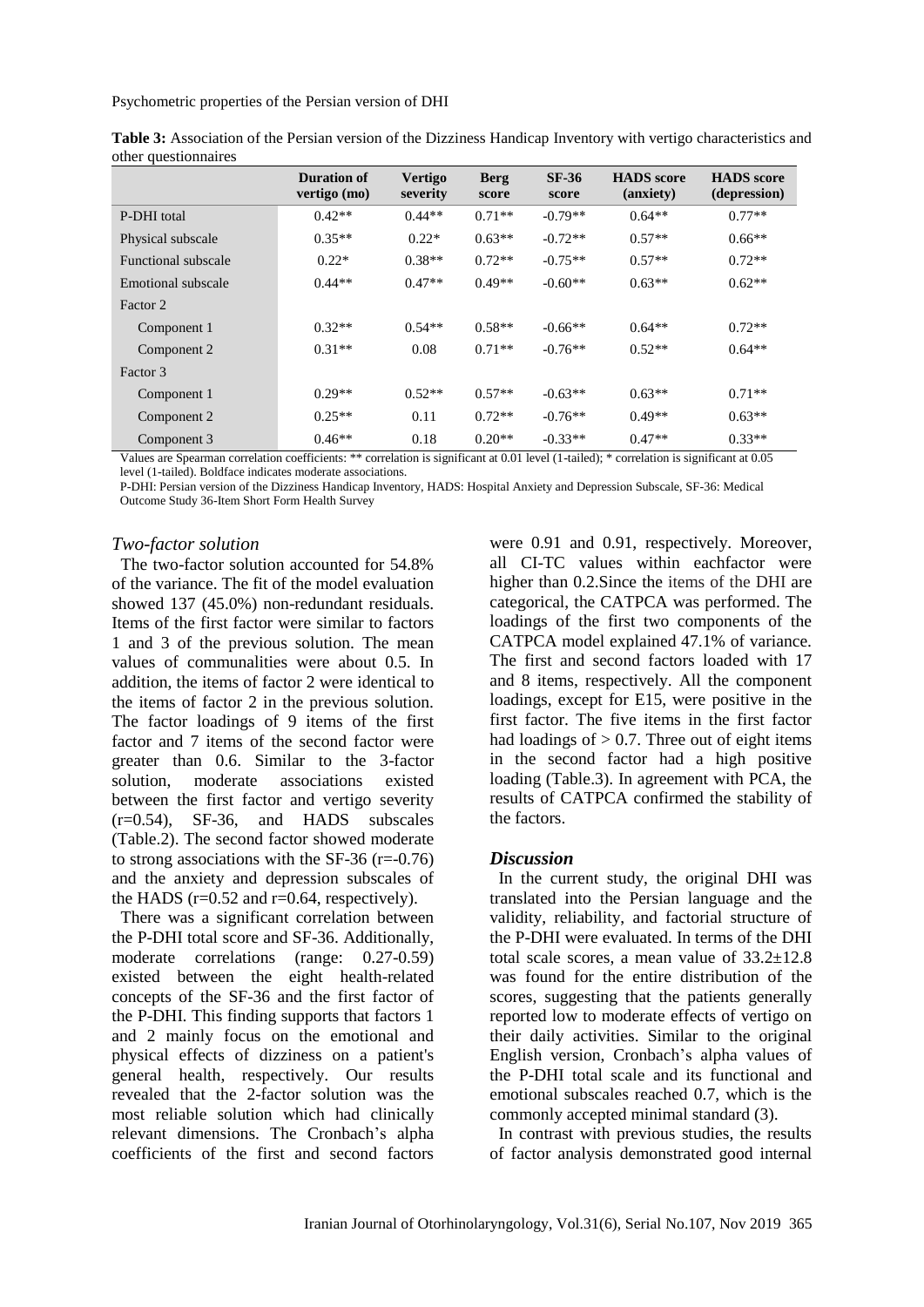**Table 3:** Association of the Persian version of the Dizziness Handicap Inventory with vertigo characteristics and other questionnaires

| | Duration of vertigo (mo) | Vertigo severity | Berg score | SF-36 score | HADS score (anxiety) | HADS score (depression) |
|---|---|---|---|---|---|---|
| P-DHI total | 0.42** | 0.44** | 0.71** | -0.79** | 0.64** | 0.77** |
| Physical subscale | 0.35** | 0.22* | 0.63** | -0.72** | 0.57** | 0.66** |
| Functional subscale | 0.22* | 0.38** | 0.72** | -0.75** | 0.57** | 0.72** |
| Emotional subscale | 0.44** | 0.47** | 0.49** | -0.60** | 0.63** | 0.62** |
| Factor 2 | | | | | | |
| Component 1 | 0.32** | 0.54** | 0.58** | -0.66** | 0.64** | 0.72** |
| Component 2 | 0.31** | 0.08 | 0.71** | -0.76** | 0.52** | 0.64** |
| Factor 3 | | | | | | |
| Component 1 | 0.29** | 0.52** | 0.57** | -0.63** | 0.63** | 0.71** |
| Component 2 | 0.25** | 0.11 | 0.72** | -0.76** | 0.49** | 0.63** |
| Component 3 | 0.46** | 0.18 | 0.20** | -0.33** | 0.47** | 0.33** |

Values are Spearman correlation coefficients: ** correlation is significant at 0.01 level (1-tailed); * correlation is significant at 0.05 level (1-tailed). Boldface indicates moderate associations.

P-DHI: Persian version of the Dizziness Handicap Inventory, HADS: Hospital Anxiety and Depression Subscale, SF-36: Medical Outcome Study 36-Item Short Form Health Survey

### *Two-factor solution*

The two-factor solution accounted for 54.8% of the variance. The fit of the model evaluation showed 137 (45.0%) non-redundant residuals. Items of the first factor were similar to factors 1 and 3 of the previous solution. The mean values of communalities were about 0.5. In addition, the items of factor 2 were identical to the items of factor 2 in the previous solution. The factor loadings of 9 items of the first factor and 7 items of the second factor were greater than 0.6. Similar to the 3-factor solution, moderate associations existed between the first factor and vertigo severity (r=0.54), SF-36, and HADS subscales (Table.2). The second factor showed moderate to strong associations with the SF-36 (r=-0.76) and the anxiety and depression subscales of the HADS (r=0.52 and r=0.64, respectively).

There was a significant correlation between the P-DHI total score and SF-36. Additionally, moderate correlations (range: 0.27-0.59) existed between the eight health-related concepts of the SF-36 and the first factor of the P-DHI. This finding supports that factors 1 and 2 mainly focus on the emotional and physical effects of dizziness on a patient's general health, respectively. Our results revealed that the 2-factor solution was the most reliable solution which had clinically relevant dimensions. The Cronbach's alpha coefficients of the first and second factors were 0.91 and 0.91, respectively. Moreover, all CI-TC values within eachfactor were higher than 0.2.Since the items of the DHI are categorical, the CATPCA was performed. The loadings of the first two components of the CATPCA model explained 47.1% of variance. The first and second factors loaded with 17 and 8 items, respectively. All the component loadings, except for E15, were positive in the first factor. The five items in the first factor had loadings of > 0.7. Three out of eight items in the second factor had a high positive loading (Table.3). In agreement with PCA, the results of CATPCA confirmed the stability of the factors.

## *Discussion*

In the current study, the original DHI was translated into the Persian language and the validity, reliability, and factorial structure of the P-DHI were evaluated. In terms of the DHI total scale scores, a mean value of 33.2±12.8 was found for the entire distribution of the scores, suggesting that the patients generally reported low to moderate effects of vertigo on their daily activities. Similar to the original English version, Cronbach's alpha values of the P-DHI total scale and its functional and emotional subscales reached 0.7, which is the commonly accepted minimal standard (3).

In contrast with previous studies, the results of factor analysis demonstrated good internal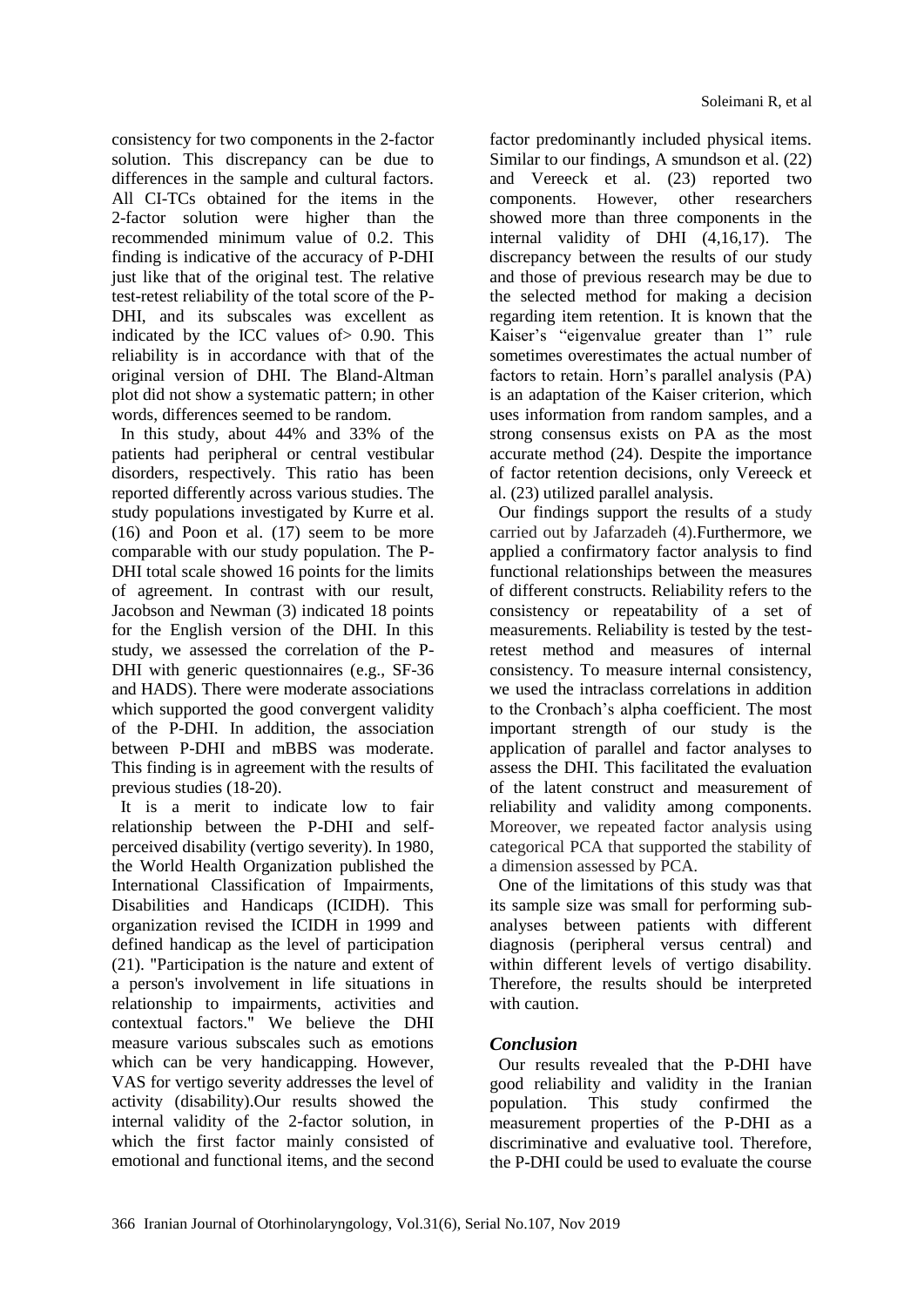consistency for two components in the 2-factor solution. This discrepancy can be due to differences in the sample and cultural factors. All CI-TCs obtained for the items in the 2-factor solution were higher than the recommended minimum value of 0.2. This finding is indicative of the accuracy of P-DHI just like that of the original test. The relative test-retest reliability of the total score of the P-DHI, and its subscales was excellent as indicated by the ICC values of> 0.90. This reliability is in accordance with that of the original version of DHI. The Bland-Altman plot did not show a systematic pattern; in other words, differences seemed to be random.

In this study, about 44% and 33% of the patients had peripheral or central vestibular disorders, respectively. This ratio has been reported differently across various studies. The study populations investigated by Kurre et al. (16) and Poon et al. (17) seem to be more comparable with our study population. The P-DHI total scale showed 16 points for the limits of agreement. In contrast with our result, Jacobson and Newman (3) indicated 18 points for the English version of the DHI. In this study, we assessed the correlation of the P-DHI with generic questionnaires (e.g., SF-36 and HADS). There were moderate associations which supported the good convergent validity of the P-DHI. In addition, the association between P-DHI and mBBS was moderate. This finding is in agreement with the results of previous studies (18-20).

It is a merit to indicate low to fair relationship between the P-DHI and self-perceived disability (vertigo severity). In 1980, the World Health Organization published the International Classification of Impairments, Disabilities and Handicaps (ICIDH). This organization revised the ICIDH in 1999 and defined handicap as the level of participation (21). "Participation is the nature and extent of a person's involvement in life situations in relationship to impairments, activities and contextual factors." We believe the DHI measure various subscales such as emotions which can be very handicapping. However, VAS for vertigo severity addresses the level of activity (disability).Our results showed the internal validity of the 2-factor solution, in which the first factor mainly consisted of emotional and functional items, and the second factor predominantly included physical items. Similar to our findings, A smundson et al. (22) and Vereeck et al. (23) reported two components. However, other researchers showed more than three components in the internal validity of DHI (4,16,17). The discrepancy between the results of our study and those of previous research may be due to the selected method for making a decision regarding item retention. It is known that the Kaiser's "eigenvalue greater than 1" rule sometimes overestimates the actual number of factors to retain. Horn's parallel analysis (PA) is an adaptation of the Kaiser criterion, which uses information from random samples, and a strong consensus exists on PA as the most accurate method (24). Despite the importance of factor retention decisions, only Vereeck et al. (23) utilized parallel analysis.

Our findings support the results of a study carried out by Jafarzadeh (4).Furthermore, we applied a confirmatory factor analysis to find functional relationships between the measures of different constructs. Reliability refers to the consistency or repeatability of a set of measurements. Reliability is tested by the test-retest method and measures of internal consistency. To measure internal consistency, we used the intraclass correlations in addition to the Cronbach's alpha coefficient. The most important strength of our study is the application of parallel and factor analyses to assess the DHI. This facilitated the evaluation of the latent construct and measurement of reliability and validity among components. Moreover, we repeated factor analysis using categorical PCA that supported the stability of a dimension assessed by PCA.

One of the limitations of this study was that its sample size was small for performing sub-analyses between patients with different diagnosis (peripheral versus central) and within different levels of vertigo disability. Therefore, the results should be interpreted with caution.

## *Conclusion*

Our results revealed that the P-DHI have good reliability and validity in the Iranian population. This study confirmed the measurement properties of the P-DHI as a discriminative and evaluative tool. Therefore, the P-DHI could be used to evaluate the course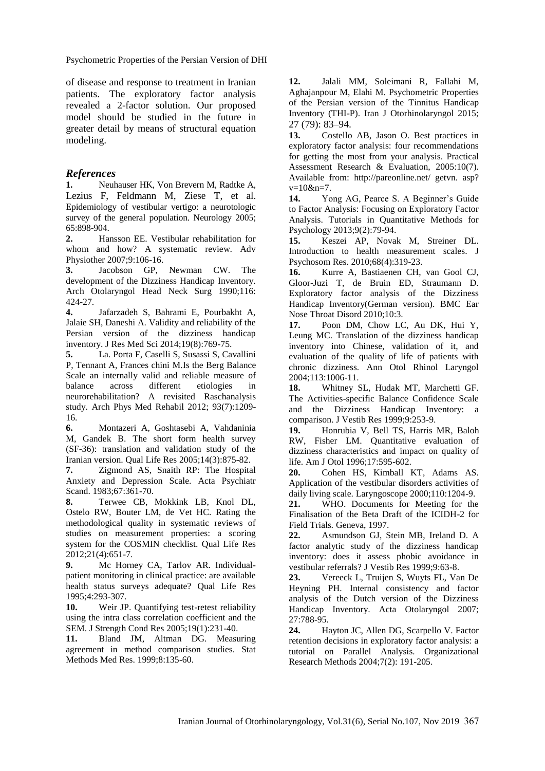of disease and response to treatment in Iranian patients. The exploratory factor analysis revealed a 2-factor solution. Our proposed model should be studied in the future in greater detail by means of structural equation modeling.

## *References*

**1.** Neuhauser HK, Von Brevern M, Radtke A, Lezius F, Feldmann M, Ziese T, et al. Epidemiology of vestibular vertigo: a neurotologic survey of the general population. Neurology 2005; 65:898-904.

**2.** Hansson EE. Vestibular rehabilitation for whom and how? A systematic review. Adv Physiother 2007;9:106-16.

**3.** Jacobson GP, Newman CW. The development of the Dizziness Handicap Inventory. Arch Otolaryngol Head Neck Surg 1990;116: 424-27.

**4.** Jafarzadeh S, Bahrami E, Pourbakht A, Jalaie SH, Daneshi A. Validity and reliability of the Persian version of the dizziness handicap inventory. J Res Med Sci 2014;19(8):769-75.

**5.** La. Porta F, Caselli S, Susassi S, Cavallini P, Tennant A, Frances chini M.Is the Berg Balance Scale an internally valid and reliable measure of balance across different etiologies in neurorehabilitation? A revisited Raschanalysis study. Arch Phys Med Rehabil 2012; 93(7):1209-16.

**6.** Montazeri A, Goshtasebi A, Vahdaninia M, Gandek B. The short form health survey (SF-36): translation and validation study of the Iranian version. Qual Life Res 2005;14(3):875-82.

**7.** Zigmond AS, Snaith RP: The Hospital Anxiety and Depression Scale. Acta Psychiatr Scand. 1983;67:361-70.

**8.** Terwee CB, Mokkink LB, Knol DL, Ostelo RW, Bouter LM, de Vet HC. Rating the methodological quality in systematic reviews of studies on measurement properties: a scoring system for the COSMIN checklist. Qual Life Res 2012;21(4):651-7.

**9.** Mc Horney CA, Tarlov AR. Individual-patient monitoring in clinical practice: are available health status surveys adequate? Qual Life Res 1995;4:293-307.

**10.** Weir JP. Quantifying test-retest reliability using the intra class correlation coefficient and the SEM. J Strength Cond Res 2005;19(1):231-40.

**11.** Bland JM, Altman DG. Measuring agreement in method comparison studies. Stat Methods Med Res. 1999;8:135-60.

**12.** Jalali MM, Soleimani R, Fallahi M, Aghajanpour M, Elahi M. Psychometric Properties of the Persian version of the Tinnitus Handicap Inventory (THI-P). Iran J Otorhinolaryngol 2015; 27 (79): 83–94.

**13.** Costello AB, Jason O. Best practices in exploratory factor analysis: four recommendations for getting the most from your analysis. Practical Assessment Research & Evaluation, 2005:10(7). Available from: http://pareonline.net/ getvn. asp? v=10&n=7.

**14.** Yong AG, Pearce S. A Beginner's Guide to Factor Analysis: Focusing on Exploratory Factor Analysis. Tutorials in Quantitative Methods for Psychology 2013;9(2):79-94.

**15.** Keszei AP, Novak M, Streiner DL. Introduction to health measurement scales. J Psychosom Res. 2010;68(4):319-23.

**16.** Kurre A, Bastiaenen CH, van Gool CJ, Gloor-Juzi T, de Bruin ED, Straumann D. Exploratory factor analysis of the Dizziness Handicap Inventory(German version). BMC Ear Nose Throat Disord 2010;10:3.

**17.** Poon DM, Chow LC, Au DK, Hui Y, Leung MC. Translation of the dizziness handicap inventory into Chinese, validation of it, and evaluation of the quality of life of patients with chronic dizziness. Ann Otol Rhinol Laryngol 2004;113:1006-11.

**18.** Whitney SL, Hudak MT, Marchetti GF. The Activities-specific Balance Confidence Scale and the Dizziness Handicap Inventory: a comparison. J Vestib Res 1999;9:253-9.

**19.** Honrubia V, Bell TS, Harris MR, Baloh RW, Fisher LM. Quantitative evaluation of dizziness characteristics and impact on quality of life. Am J Otol 1996;17:595-602.

**20.** Cohen HS, Kimball KT, Adams AS. Application of the vestibular disorders activities of daily living scale. Laryngoscope 2000;110:1204-9.

**21.** WHO. Documents for Meeting for the Finalisation of the Beta Draft of the ICIDH-2 for Field Trials. Geneva, 1997.

**22.** Asmundson GJ, Stein MB, Ireland D. A factor analytic study of the dizziness handicap inventory: does it assess phobic avoidance in vestibular referrals? J Vestib Res 1999;9:63-8.

**23.** Vereeck L, Truijen S, Wuyts FL, Van De Heyning PH. Internal consistency and factor analysis of the Dutch version of the Dizziness Handicap Inventory. Acta Otolaryngol 2007; 27:788-95.

**24.** Hayton JC, Allen DG, Scarpello V. Factor retention decisions in exploratory factor analysis: a tutorial on Parallel Analysis. Organizational Research Methods 2004;7(2): 191-205.